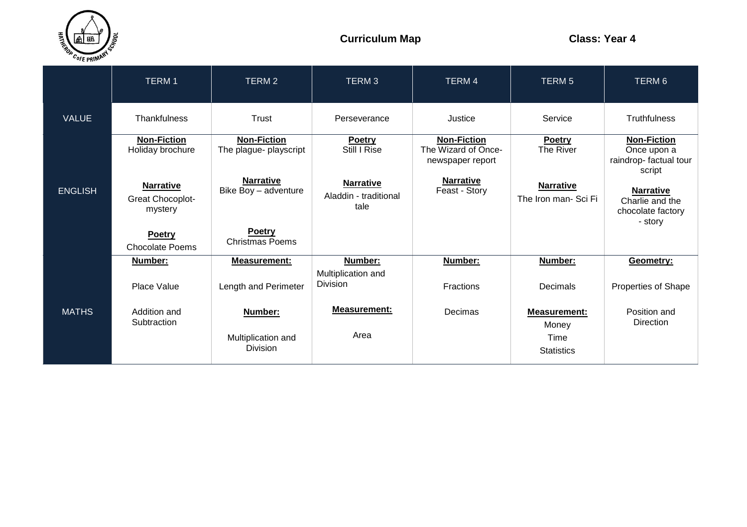# Curriculum Map

**Class: Year 4**

| | TERM 1 | TERM 2 | TERM 3 | TERM 4 | TERM 5 | TERM 6 |
|---|---|---|---|---|---|---|
| VALUE | Thankfulness | Trust | Perseverance | Justice | Service | Truthfulness |
| ENGLISH | **Non-Fiction** Holiday brochure<br><br>**Narrative** Great Chocoplot- mystery<br><br>**Poetry** Chocolate Poems | **Non-Fiction** The plague- playscript<br><br>**Narrative** Bike Boy – adventure<br><br>**Poetry** Christmas Poems | **Poetry** Still I Rise<br><br>**Narrative** Aladdin - traditional tale | **Non-Fiction** The Wizard of Once- newspaper report<br><br>**Narrative** Feast - Story | **Poetry** The River<br><br>**Narrative** The Iron man- Sci Fi | **Non-Fiction** Once upon a raindrop- factual tour script<br><br>**Narrative** Charlie and the chocolate factory - story |
| MATHS | **Number:**<br><br>Place Value<br><br>Addition and Subtraction | **Measurement:**<br><br>Length and Perimeter<br><br>**Number:**<br><br>Multiplication and Division | **Number:**<br><br>Multiplication and Division<br><br>**Measurement:**<br><br>Area | **Number:**<br><br>Fractions<br><br>Decimas | **Number:**<br><br>Decimals<br><br>**Measurement:**<br>Money<br>Time<br>Statistics | **Geometry:**<br><br>Properties of Shape<br><br>Position and Direction |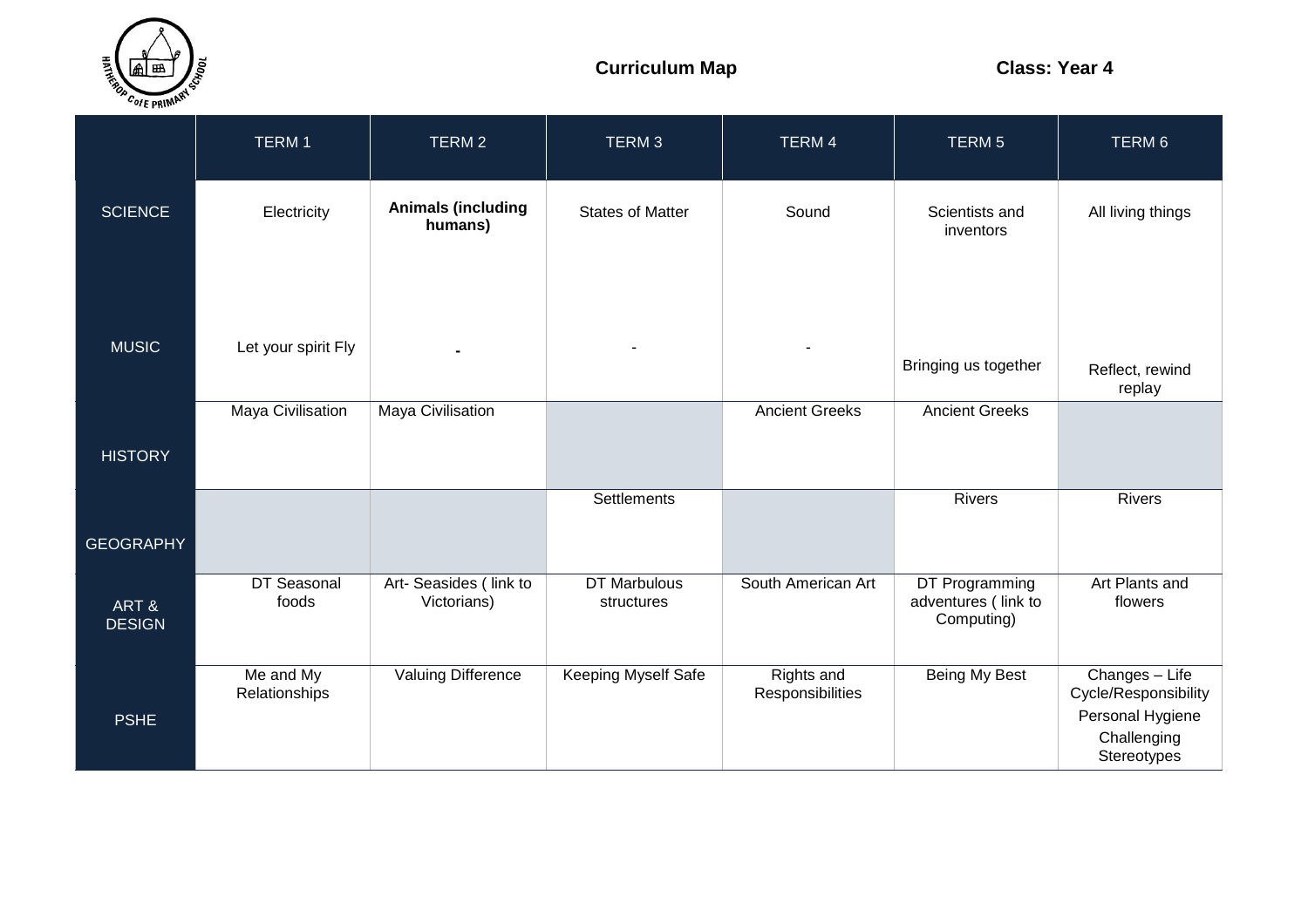**Curriculum Map** **Class: Year 4**

| | TERM 1 | TERM 2 | TERM 3 | TERM 4 | TERM 5 | TERM 6 |
|---|---|---|---|---|---|---|
| SCIENCE | Electricity | **Animals (including humans)** | States of Matter | Sound | Scientists and inventors | All living things |
| MUSIC | Let your spirit Fly | - | - | - | Bringing us together | Reflect, rewind replay |
| HISTORY | Maya Civilisation | Maya Civilisation | | Ancient Greeks | Ancient Greeks | |
| GEOGRAPHY | | | Settlements | | Rivers | Rivers |
| ART & DESIGN | DT Seasonal foods | Art- Seasides ( link to Victorians) | DT Marbulous structures | South American Art | DT Programming adventures ( link to Computing) | Art Plants and flowers |
| PSHE | Me and My Relationships | Valuing Difference | Keeping Myself Safe | Rights and Responsibilities | Being My Best | Changes – Life Cycle/Responsibility<br>Personal Hygiene<br>Challenging Stereotypes |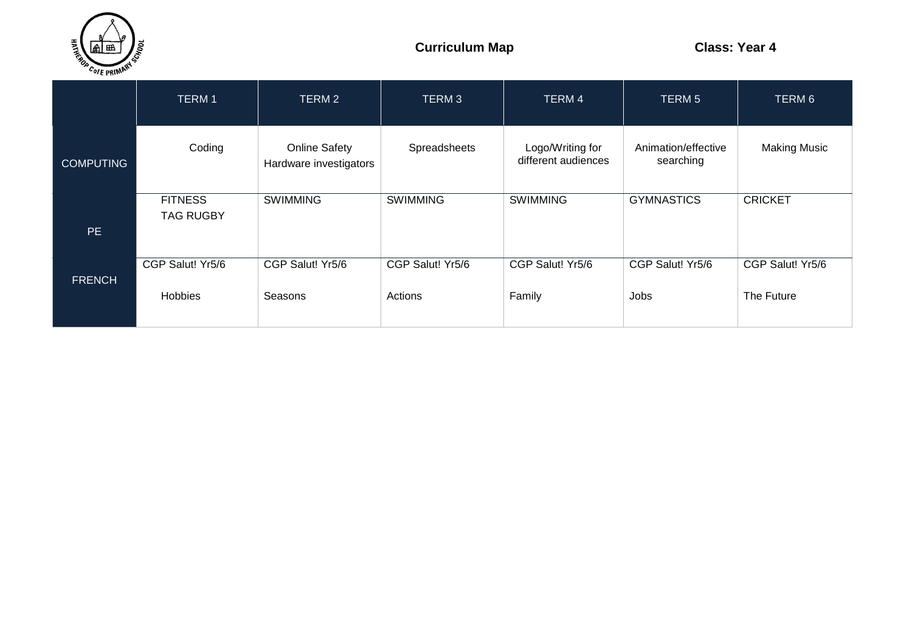**Curriculum Map** **Class: Year 4**

| | TERM 1 | TERM 2 | TERM 3 | TERM 4 | TERM 5 | TERM 6 |
|---|---|---|---|---|---|---|
| COMPUTING | Coding | Online Safety<br>Hardware investigators | Spreadsheets | Logo/Writing for different audiences | Animation/effective searching | Making Music |
| PE | FITNESS<br>TAG RUGBY | SWIMMING | SWIMMING | SWIMMING | GYMNASTICS | CRICKET |
| FRENCH | CGP Salut! Yr5/6<br><br>Hobbies | CGP Salut! Yr5/6<br><br>Seasons | CGP Salut! Yr5/6<br><br>Actions | CGP Salut! Yr5/6<br><br>Family | CGP Salut! Yr5/6<br><br>Jobs | CGP Salut! Yr5/6<br><br>The Future |